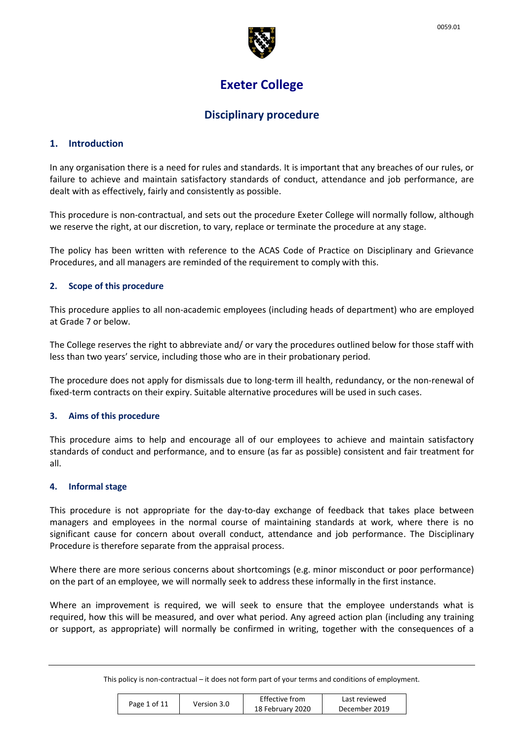# Exeter College

## Disciplinary procedure

### 1. Introduction

In any organisation there is a need for rules and standards. It is important that any breaches of our rules, or failure to achieve and maintain satisfactory standards of conduct, attendance and job performance, are dealt with as effectively, fairly and consistently as possible.

This procedure is non-contractual, and sets out the procedure Exeter College will normally follow, although we reserve the right, at our discretion, to vary, replace or terminate the procedure at any stage.

The policy has been written with reference to the ACAS Code of Practice on Disciplinary and Grievance Procedures, and all managers are reminded of the requirement to comply with this.

### 2. Scope of this procedure

This procedure applies to all non-academic employees (including heads of department) who are employed at Grade 7 or below.

The College reserves the right to abbreviate and/ or vary the procedures outlined below for those staff with less than two years' service, including those who are in their probationary period.

The procedure does not apply for dismissals due to long-term ill health, redundancy, or the non-renewal of fixed-term contracts on their expiry. Suitable alternative procedures will be used in such cases.

### 3. Aims of this procedure

This procedure aims to help and encourage all of our employees to achieve and maintain satisfactory standards of conduct and performance, and to ensure (as far as possible) consistent and fair treatment for all.

### 4. Informal stage

This procedure is not appropriate for the day-to-day exchange of feedback that takes place between managers and employees in the normal course of maintaining standards at work, where there is no significant cause for concern about overall conduct, attendance and job performance. The Disciplinary Procedure is therefore separate from the appraisal process.

Where there are more serious concerns about shortcomings (e.g. minor misconduct or poor performance) on the part of an employee, we will normally seek to address these informally in the first instance.

Where an improvement is required, we will seek to ensure that the employee understands what is required, how this will be measured, and over what period. Any agreed action plan (including any training or support, as appropriate) will normally be confirmed in writing, together with the consequences of a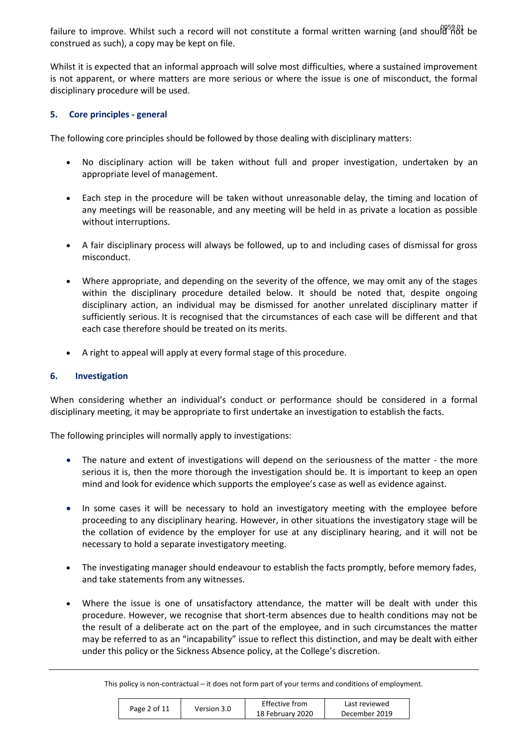failure to improve. Whilst such a record will not constitute a formal written warning (and should not be construed as such), a copy may be kept on file.

Whilst it is expected that an informal approach will solve most difficulties, where a sustained improvement is not apparent, or where matters are more serious or where the issue is one of misconduct, the formal disciplinary procedure will be used.

## 5. Core principles - general

The following core principles should be followed by those dealing with disciplinary matters:

- No disciplinary action will be taken without full and proper investigation, undertaken by an appropriate level of management.
- Each step in the procedure will be taken without unreasonable delay, the timing and location of any meetings will be reasonable, and any meeting will be held in as private a location as possible without interruptions.
- A fair disciplinary process will always be followed, up to and including cases of dismissal for gross misconduct.
- Where appropriate, and depending on the severity of the offence, we may omit any of the stages within the disciplinary procedure detailed below. It should be noted that, despite ongoing disciplinary action, an individual may be dismissed for another unrelated disciplinary matter if sufficiently serious. It is recognised that the circumstances of each case will be different and that each case therefore should be treated on its merits.
- A right to appeal will apply at every formal stage of this procedure.

## 6. Investigation

When considering whether an individual's conduct or performance should be considered in a formal disciplinary meeting, it may be appropriate to first undertake an investigation to establish the facts.

The following principles will normally apply to investigations:

- The nature and extent of investigations will depend on the seriousness of the matter - the more serious it is, then the more thorough the investigation should be. It is important to keep an open mind and look for evidence which supports the employee's case as well as evidence against.
- In some cases it will be necessary to hold an investigatory meeting with the employee before proceeding to any disciplinary hearing. However, in other situations the investigatory stage will be the collation of evidence by the employer for use at any disciplinary hearing, and it will not be necessary to hold a separate investigatory meeting.
- The investigating manager should endeavour to establish the facts promptly, before memory fades, and take statements from any witnesses.
- Where the issue is one of unsatisfactory attendance, the matter will be dealt with under this procedure. However, we recognise that short-term absences due to health conditions may not be the result of a deliberate act on the part of the employee, and in such circumstances the matter may be referred to as an "incapability" issue to reflect this distinction, and may be dealt with either under this policy or the Sickness Absence policy, at the College's discretion.

This policy is non-contractual – it does not form part of your terms and conditions of employment.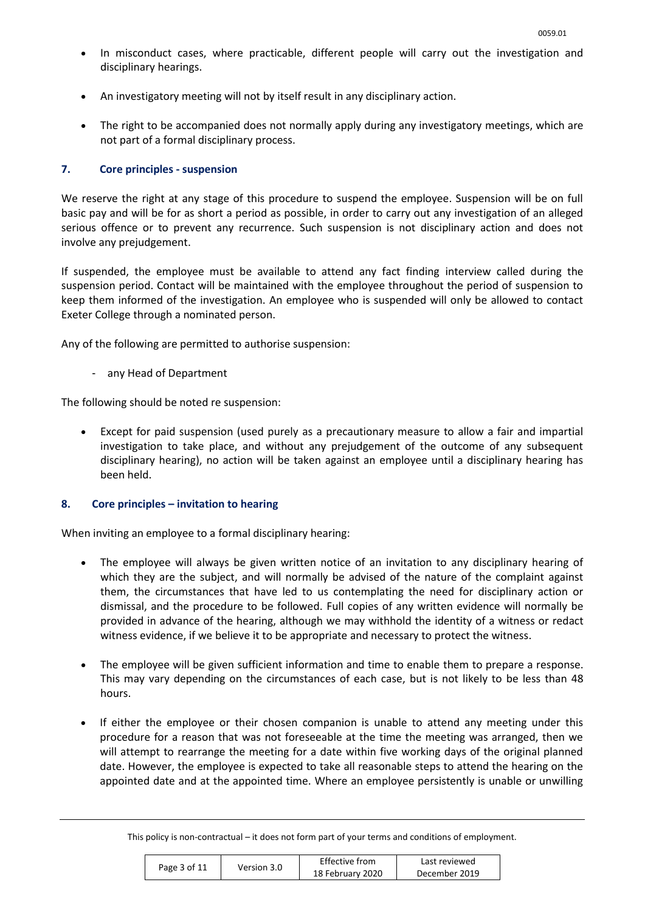- In misconduct cases, where practicable, different people will carry out the investigation and disciplinary hearings.
- An investigatory meeting will not by itself result in any disciplinary action.
- The right to be accompanied does not normally apply during any investigatory meetings, which are not part of a formal disciplinary process.

## 7. Core principles - suspension

We reserve the right at any stage of this procedure to suspend the employee. Suspension will be on full basic pay and will be for as short a period as possible, in order to carry out any investigation of an alleged serious offence or to prevent any recurrence. Such suspension is not disciplinary action and does not involve any prejudgement.

If suspended, the employee must be available to attend any fact finding interview called during the suspension period. Contact will be maintained with the employee throughout the period of suspension to keep them informed of the investigation. An employee who is suspended will only be allowed to contact Exeter College through a nominated person.

Any of the following are permitted to authorise suspension:

- any Head of Department

The following should be noted re suspension:

- Except for paid suspension (used purely as a precautionary measure to allow a fair and impartial investigation to take place, and without any prejudgement of the outcome of any subsequent disciplinary hearing), no action will be taken against an employee until a disciplinary hearing has been held.

## 8. Core principles – invitation to hearing

When inviting an employee to a formal disciplinary hearing:

- The employee will always be given written notice of an invitation to any disciplinary hearing of which they are the subject, and will normally be advised of the nature of the complaint against them, the circumstances that have led to us contemplating the need for disciplinary action or dismissal, and the procedure to be followed. Full copies of any written evidence will normally be provided in advance of the hearing, although we may withhold the identity of a witness or redact witness evidence, if we believe it to be appropriate and necessary to protect the witness.
- The employee will be given sufficient information and time to enable them to prepare a response. This may vary depending on the circumstances of each case, but is not likely to be less than 48 hours.
- If either the employee or their chosen companion is unable to attend any meeting under this procedure for a reason that was not foreseeable at the time the meeting was arranged, then we will attempt to rearrange the meeting for a date within five working days of the original planned date. However, the employee is expected to take all reasonable steps to attend the hearing on the appointed date and at the appointed time. Where an employee persistently is unable or unwilling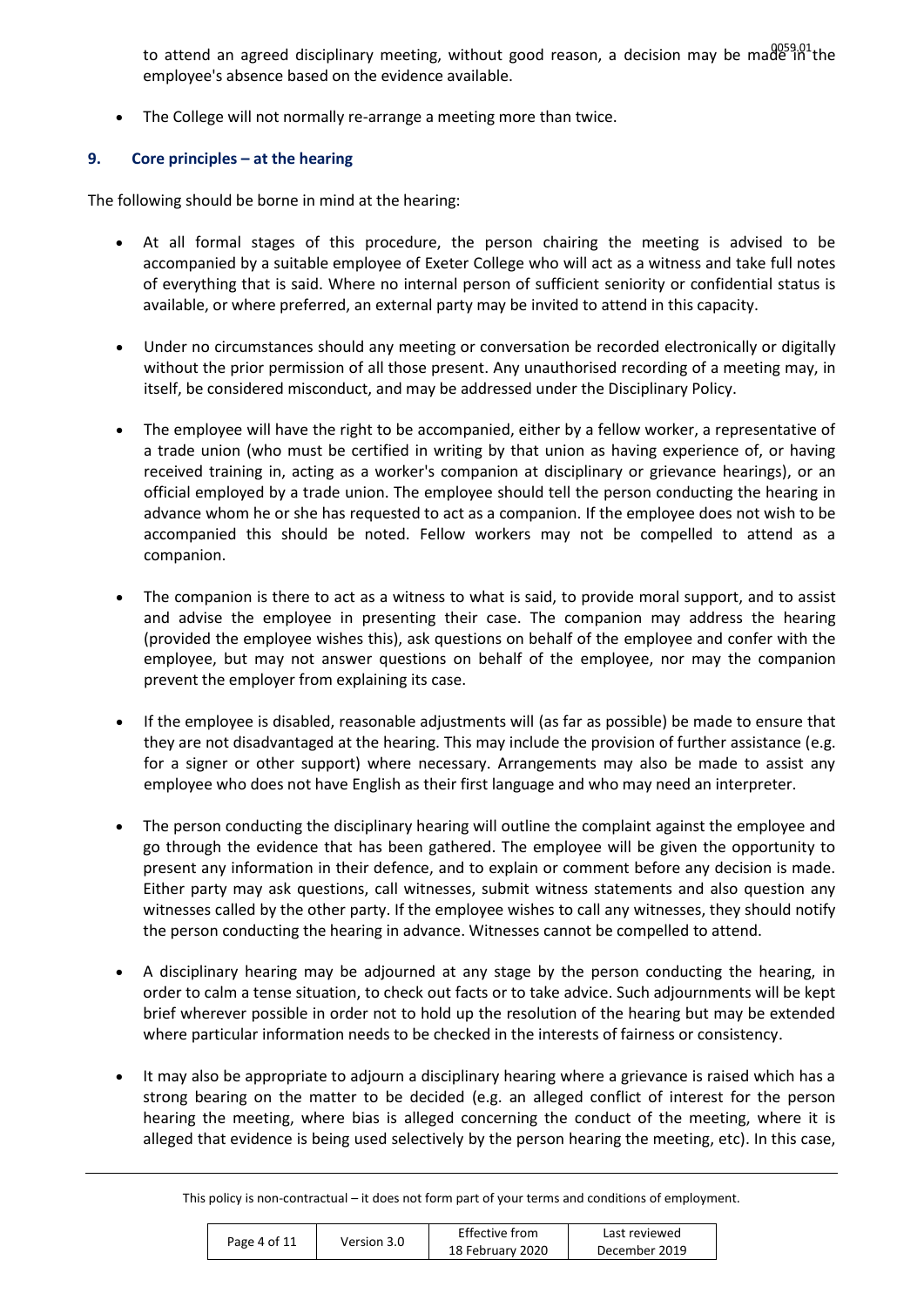to attend an agreed disciplinary meeting, without good reason, a decision may be made in the employee's absence based on the evidence available.

- The College will not normally re-arrange a meeting more than twice.

## 9. Core principles – at the hearing

The following should be borne in mind at the hearing:

- At all formal stages of this procedure, the person chairing the meeting is advised to be accompanied by a suitable employee of Exeter College who will act as a witness and take full notes of everything that is said. Where no internal person of sufficient seniority or confidential status is available, or where preferred, an external party may be invited to attend in this capacity.

- Under no circumstances should any meeting or conversation be recorded electronically or digitally without the prior permission of all those present. Any unauthorised recording of a meeting may, in itself, be considered misconduct, and may be addressed under the Disciplinary Policy.

- The employee will have the right to be accompanied, either by a fellow worker, a representative of a trade union (who must be certified in writing by that union as having experience of, or having received training in, acting as a worker's companion at disciplinary or grievance hearings), or an official employed by a trade union. The employee should tell the person conducting the hearing in advance whom he or she has requested to act as a companion. If the employee does not wish to be accompanied this should be noted. Fellow workers may not be compelled to attend as a companion.

- The companion is there to act as a witness to what is said, to provide moral support, and to assist and advise the employee in presenting their case. The companion may address the hearing (provided the employee wishes this), ask questions on behalf of the employee and confer with the employee, but may not answer questions on behalf of the employee, nor may the companion prevent the employer from explaining its case.

- If the employee is disabled, reasonable adjustments will (as far as possible) be made to ensure that they are not disadvantaged at the hearing. This may include the provision of further assistance (e.g. for a signer or other support) where necessary. Arrangements may also be made to assist any employee who does not have English as their first language and who may need an interpreter.

- The person conducting the disciplinary hearing will outline the complaint against the employee and go through the evidence that has been gathered. The employee will be given the opportunity to present any information in their defence, and to explain or comment before any decision is made. Either party may ask questions, call witnesses, submit witness statements and also question any witnesses called by the other party. If the employee wishes to call any witnesses, they should notify the person conducting the hearing in advance. Witnesses cannot be compelled to attend.

- A disciplinary hearing may be adjourned at any stage by the person conducting the hearing, in order to calm a tense situation, to check out facts or to take advice. Such adjournments will be kept brief wherever possible in order not to hold up the resolution of the hearing but may be extended where particular information needs to be checked in the interests of fairness or consistency.

- It may also be appropriate to adjourn a disciplinary hearing where a grievance is raised which has a strong bearing on the matter to be decided (e.g. an alleged conflict of interest for the person hearing the meeting, where bias is alleged concerning the conduct of the meeting, where it is alleged that evidence is being used selectively by the person hearing the meeting, etc). In this case,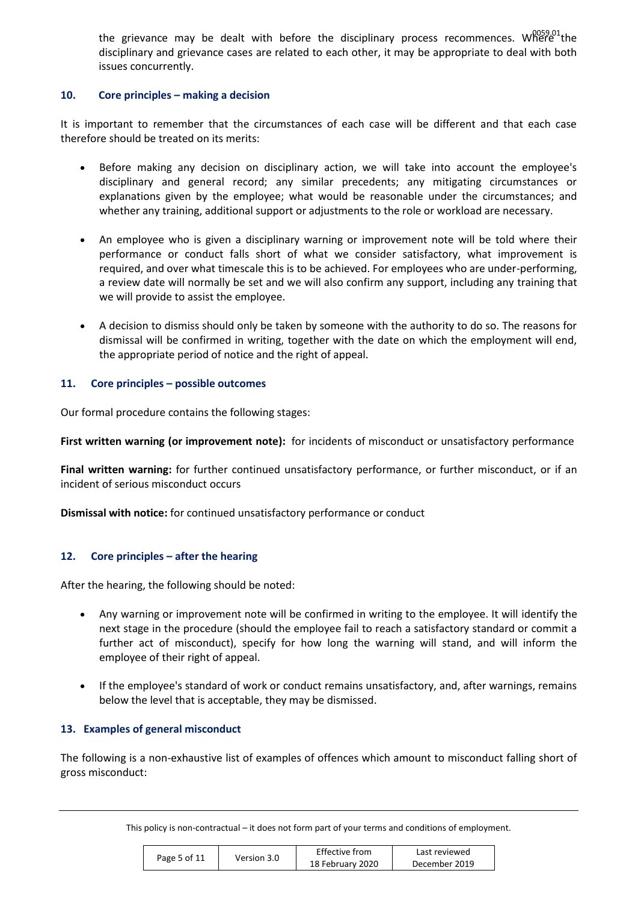the grievance may be dealt with before the disciplinary process recommences. Where the disciplinary and grievance cases are related to each other, it may be appropriate to deal with both issues concurrently.

## 10. Core principles – making a decision

It is important to remember that the circumstances of each case will be different and that each case therefore should be treated on its merits:

- Before making any decision on disciplinary action, we will take into account the employee's disciplinary and general record; any similar precedents; any mitigating circumstances or explanations given by the employee; what would be reasonable under the circumstances; and whether any training, additional support or adjustments to the role or workload are necessary.

- An employee who is given a disciplinary warning or improvement note will be told where their performance or conduct falls short of what we consider satisfactory, what improvement is required, and over what timescale this is to be achieved. For employees who are under-performing, a review date will normally be set and we will also confirm any support, including any training that we will provide to assist the employee.

- A decision to dismiss should only be taken by someone with the authority to do so. The reasons for dismissal will be confirmed in writing, together with the date on which the employment will end, the appropriate period of notice and the right of appeal.

## 11. Core principles – possible outcomes

Our formal procedure contains the following stages:

**First written warning (or improvement note):** for incidents of misconduct or unsatisfactory performance

**Final written warning:** for further continued unsatisfactory performance, or further misconduct, or if an incident of serious misconduct occurs

**Dismissal with notice:** for continued unsatisfactory performance or conduct

## 12. Core principles – after the hearing

After the hearing, the following should be noted:

- Any warning or improvement note will be confirmed in writing to the employee. It will identify the next stage in the procedure (should the employee fail to reach a satisfactory standard or commit a further act of misconduct), specify for how long the warning will stand, and will inform the employee of their right of appeal.

- If the employee's standard of work or conduct remains unsatisfactory, and, after warnings, remains below the level that is acceptable, they may be dismissed.

## 13. Examples of general misconduct

The following is a non-exhaustive list of examples of offences which amount to misconduct falling short of gross misconduct: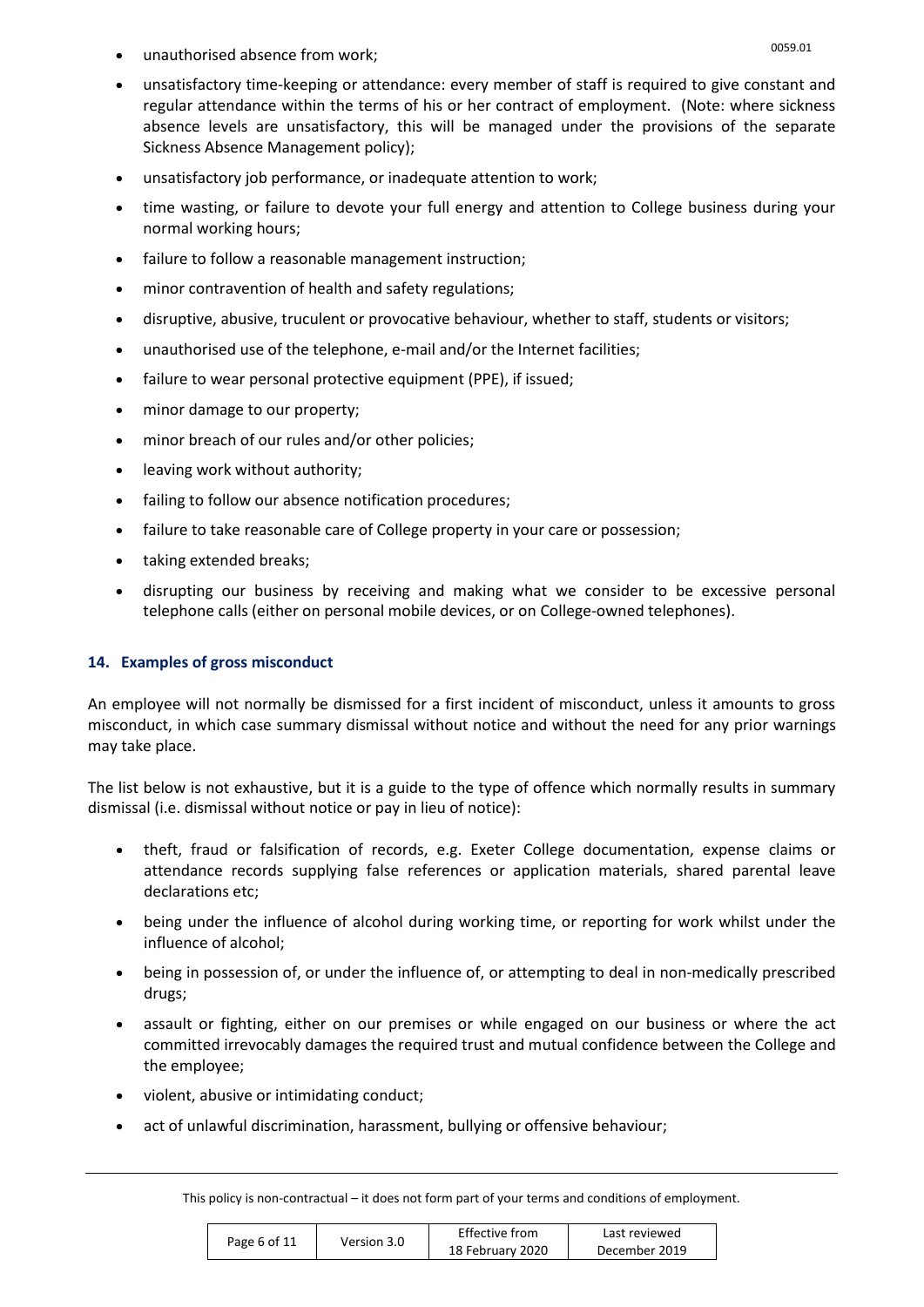- unauthorised absence from work;
- unsatisfactory time-keeping or attendance: every member of staff is required to give constant and regular attendance within the terms of his or her contract of employment. (Note: where sickness absence levels are unsatisfactory, this will be managed under the provisions of the separate Sickness Absence Management policy);
- unsatisfactory job performance, or inadequate attention to work;
- time wasting, or failure to devote your full energy and attention to College business during your normal working hours;
- failure to follow a reasonable management instruction;
- minor contravention of health and safety regulations;
- disruptive, abusive, truculent or provocative behaviour, whether to staff, students or visitors;
- unauthorised use of the telephone, e-mail and/or the Internet facilities;
- failure to wear personal protective equipment (PPE), if issued;
- minor damage to our property;
- minor breach of our rules and/or other policies;
- leaving work without authority;
- failing to follow our absence notification procedures;
- failure to take reasonable care of College property in your care or possession;
- taking extended breaks;
- disrupting our business by receiving and making what we consider to be excessive personal telephone calls (either on personal mobile devices, or on College-owned telephones).

## 14. Examples of gross misconduct

An employee will not normally be dismissed for a first incident of misconduct, unless it amounts to gross misconduct, in which case summary dismissal without notice and without the need for any prior warnings may take place.

The list below is not exhaustive, but it is a guide to the type of offence which normally results in summary dismissal (i.e. dismissal without notice or pay in lieu of notice):

- theft, fraud or falsification of records, e.g. Exeter College documentation, expense claims or attendance records supplying false references or application materials, shared parental leave declarations etc;
- being under the influence of alcohol during working time, or reporting for work whilst under the influence of alcohol;
- being in possession of, or under the influence of, or attempting to deal in non-medically prescribed drugs;
- assault or fighting, either on our premises or while engaged on our business or where the act committed irrevocably damages the required trust and mutual confidence between the College and the employee;
- violent, abusive or intimidating conduct;
- act of unlawful discrimination, harassment, bullying or offensive behaviour;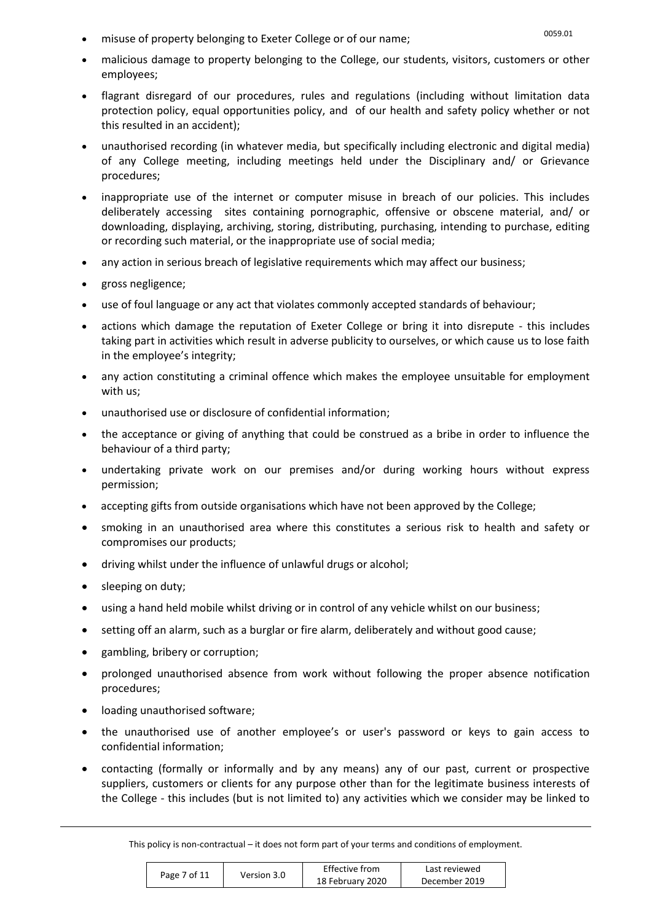- misuse of property belonging to Exeter College or of our name;
- malicious damage to property belonging to the College, our students, visitors, customers or other employees;
- flagrant disregard of our procedures, rules and regulations (including without limitation data protection policy, equal opportunities policy, and of our health and safety policy whether or not this resulted in an accident);
- unauthorised recording (in whatever media, but specifically including electronic and digital media) of any College meeting, including meetings held under the Disciplinary and/ or Grievance procedures;
- inappropriate use of the internet or computer misuse in breach of our policies. This includes deliberately accessing sites containing pornographic, offensive or obscene material, and/ or downloading, displaying, archiving, storing, distributing, purchasing, intending to purchase, editing or recording such material, or the inappropriate use of social media;
- any action in serious breach of legislative requirements which may affect our business;
- gross negligence;
- use of foul language or any act that violates commonly accepted standards of behaviour;
- actions which damage the reputation of Exeter College or bring it into disrepute - this includes taking part in activities which result in adverse publicity to ourselves, or which cause us to lose faith in the employee's integrity;
- any action constituting a criminal offence which makes the employee unsuitable for employment with us;
- unauthorised use or disclosure of confidential information;
- the acceptance or giving of anything that could be construed as a bribe in order to influence the behaviour of a third party;
- undertaking private work on our premises and/or during working hours without express permission;
- accepting gifts from outside organisations which have not been approved by the College;
- smoking in an unauthorised area where this constitutes a serious risk to health and safety or compromises our products;
- driving whilst under the influence of unlawful drugs or alcohol;
- sleeping on duty;
- using a hand held mobile whilst driving or in control of any vehicle whilst on our business;
- setting off an alarm, such as a burglar or fire alarm, deliberately and without good cause;
- gambling, bribery or corruption;
- prolonged unauthorised absence from work without following the proper absence notification procedures;
- loading unauthorised software;
- the unauthorised use of another employee's or user's password or keys to gain access to confidential information;
- contacting (formally or informally and by any means) any of our past, current or prospective suppliers, customers or clients for any purpose other than for the legitimate business interests of the College - this includes (but is not limited to) any activities which we consider may be linked to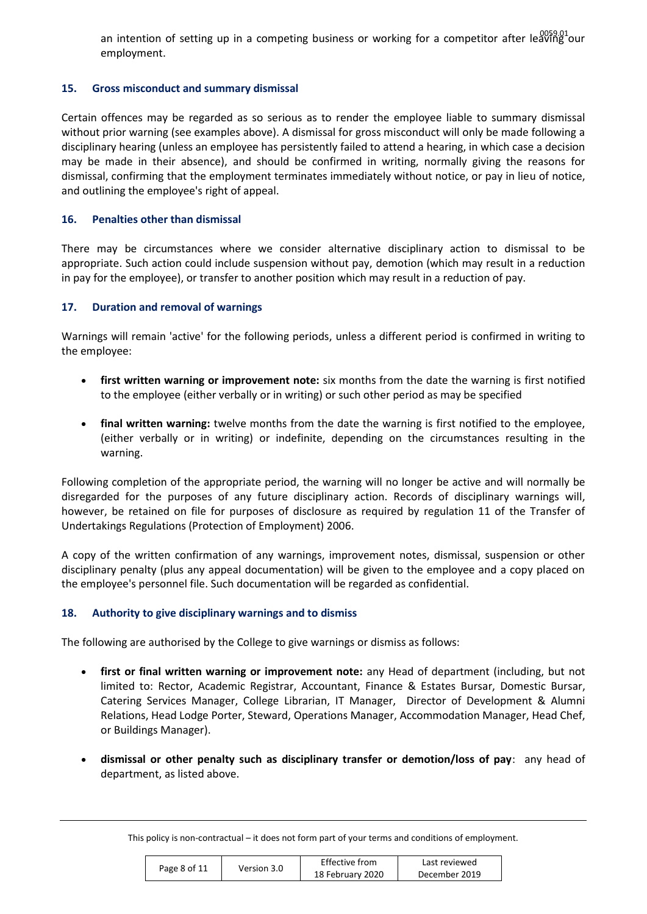an intention of setting up in a competing business or working for a competitor after leaving our employment.

## 15. Gross misconduct and summary dismissal

Certain offences may be regarded as so serious as to render the employee liable to summary dismissal without prior warning (see examples above). A dismissal for gross misconduct will only be made following a disciplinary hearing (unless an employee has persistently failed to attend a hearing, in which case a decision may be made in their absence), and should be confirmed in writing, normally giving the reasons for dismissal, confirming that the employment terminates immediately without notice, or pay in lieu of notice, and outlining the employee's right of appeal.

## 16. Penalties other than dismissal

There may be circumstances where we consider alternative disciplinary action to dismissal to be appropriate. Such action could include suspension without pay, demotion (which may result in a reduction in pay for the employee), or transfer to another position which may result in a reduction of pay.

## 17. Duration and removal of warnings

Warnings will remain 'active' for the following periods, unless a different period is confirmed in writing to the employee:

- **first written warning or improvement note:** six months from the date the warning is first notified to the employee (either verbally or in writing) or such other period as may be specified
- **final written warning:** twelve months from the date the warning is first notified to the employee, (either verbally or in writing) or indefinite, depending on the circumstances resulting in the warning.

Following completion of the appropriate period, the warning will no longer be active and will normally be disregarded for the purposes of any future disciplinary action. Records of disciplinary warnings will, however, be retained on file for purposes of disclosure as required by regulation 11 of the Transfer of Undertakings Regulations (Protection of Employment) 2006.

A copy of the written confirmation of any warnings, improvement notes, dismissal, suspension or other disciplinary penalty (plus any appeal documentation) will be given to the employee and a copy placed on the employee's personnel file. Such documentation will be regarded as confidential.

## 18. Authority to give disciplinary warnings and to dismiss

The following are authorised by the College to give warnings or dismiss as follows:

- **first or final written warning or improvement note:** any Head of department (including, but not limited to: Rector, Academic Registrar, Accountant, Finance & Estates Bursar, Domestic Bursar, Catering Services Manager, College Librarian, IT Manager, Director of Development & Alumni Relations, Head Lodge Porter, Steward, Operations Manager, Accommodation Manager, Head Chef, or Buildings Manager).
- **dismissal or other penalty such as disciplinary transfer or demotion/loss of pay**: any head of department, as listed above.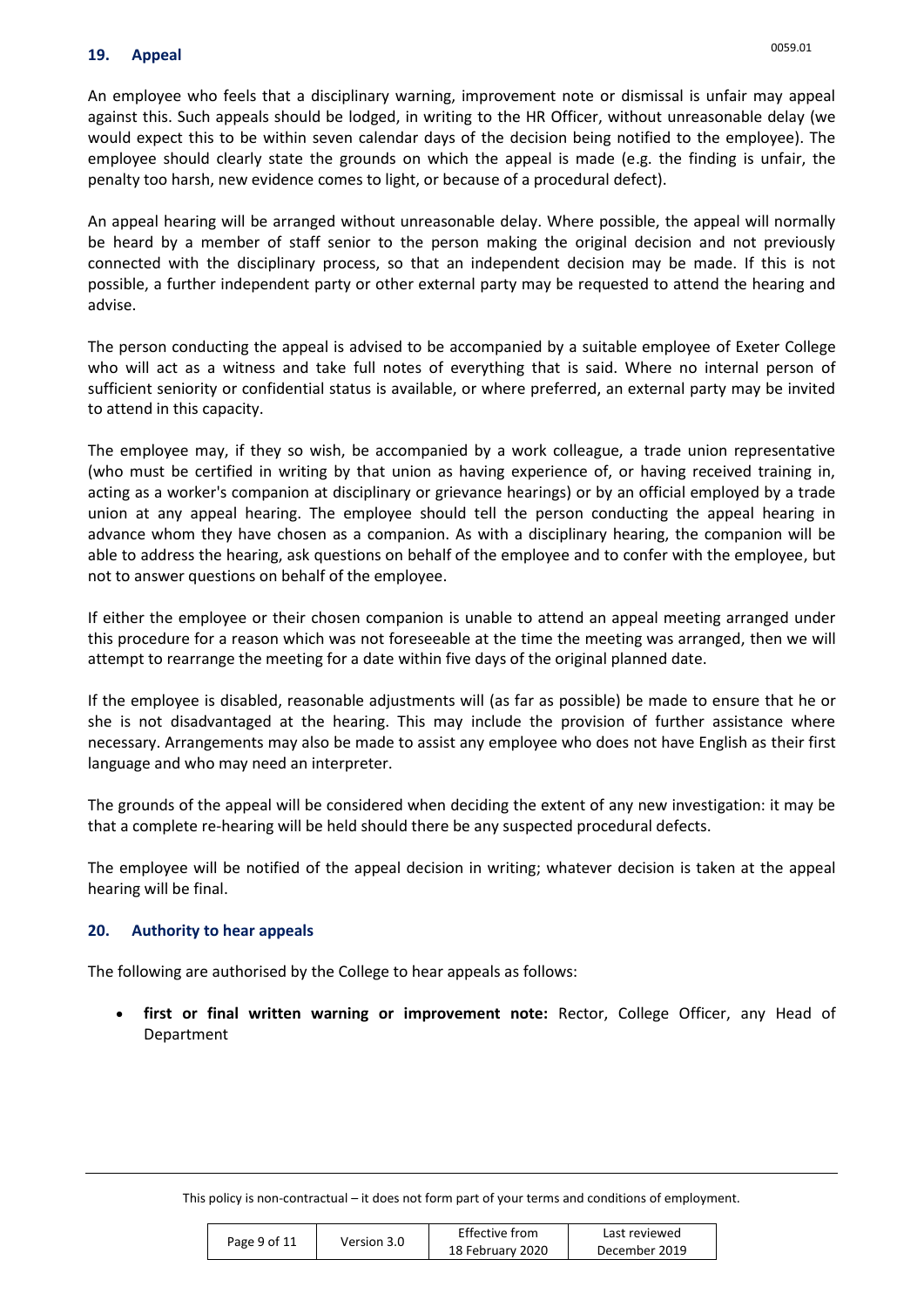## 19. Appeal

An employee who feels that a disciplinary warning, improvement note or dismissal is unfair may appeal against this. Such appeals should be lodged, in writing to the HR Officer, without unreasonable delay (we would expect this to be within seven calendar days of the decision being notified to the employee). The employee should clearly state the grounds on which the appeal is made (e.g. the finding is unfair, the penalty too harsh, new evidence comes to light, or because of a procedural defect).

An appeal hearing will be arranged without unreasonable delay. Where possible, the appeal will normally be heard by a member of staff senior to the person making the original decision and not previously connected with the disciplinary process, so that an independent decision may be made. If this is not possible, a further independent party or other external party may be requested to attend the hearing and advise.

The person conducting the appeal is advised to be accompanied by a suitable employee of Exeter College who will act as a witness and take full notes of everything that is said. Where no internal person of sufficient seniority or confidential status is available, or where preferred, an external party may be invited to attend in this capacity.

The employee may, if they so wish, be accompanied by a work colleague, a trade union representative (who must be certified in writing by that union as having experience of, or having received training in, acting as a worker's companion at disciplinary or grievance hearings) or by an official employed by a trade union at any appeal hearing. The employee should tell the person conducting the appeal hearing in advance whom they have chosen as a companion. As with a disciplinary hearing, the companion will be able to address the hearing, ask questions on behalf of the employee and to confer with the employee, but not to answer questions on behalf of the employee.

If either the employee or their chosen companion is unable to attend an appeal meeting arranged under this procedure for a reason which was not foreseeable at the time the meeting was arranged, then we will attempt to rearrange the meeting for a date within five days of the original planned date.

If the employee is disabled, reasonable adjustments will (as far as possible) be made to ensure that he or she is not disadvantaged at the hearing. This may include the provision of further assistance where necessary. Arrangements may also be made to assist any employee who does not have English as their first language and who may need an interpreter.

The grounds of the appeal will be considered when deciding the extent of any new investigation: it may be that a complete re-hearing will be held should there be any suspected procedural defects.

The employee will be notified of the appeal decision in writing; whatever decision is taken at the appeal hearing will be final.

## 20. Authority to hear appeals

The following are authorised by the College to hear appeals as follows:

- **first or final written warning or improvement note:** Rector, College Officer, any Head of Department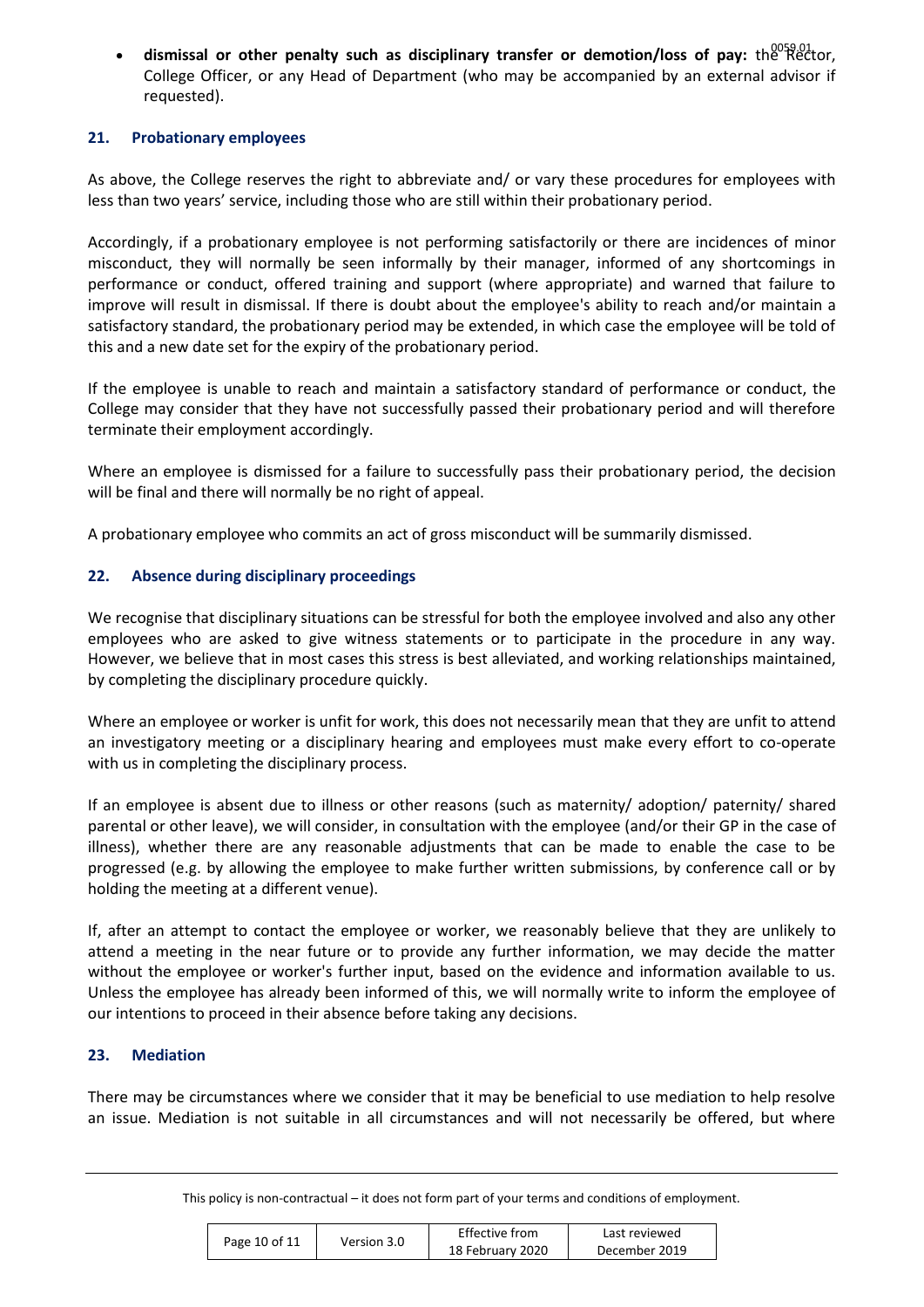- **dismissal or other penalty such as disciplinary transfer or demotion/loss of pay:** the Rector, College Officer, or any Head of Department (who may be accompanied by an external advisor if requested).

## 21. Probationary employees

As above, the College reserves the right to abbreviate and/ or vary these procedures for employees with less than two years' service, including those who are still within their probationary period.

Accordingly, if a probationary employee is not performing satisfactorily or there are incidences of minor misconduct, they will normally be seen informally by their manager, informed of any shortcomings in performance or conduct, offered training and support (where appropriate) and warned that failure to improve will result in dismissal. If there is doubt about the employee's ability to reach and/or maintain a satisfactory standard, the probationary period may be extended, in which case the employee will be told of this and a new date set for the expiry of the probationary period.

If the employee is unable to reach and maintain a satisfactory standard of performance or conduct, the College may consider that they have not successfully passed their probationary period and will therefore terminate their employment accordingly.

Where an employee is dismissed for a failure to successfully pass their probationary period, the decision will be final and there will normally be no right of appeal.

A probationary employee who commits an act of gross misconduct will be summarily dismissed.

## 22. Absence during disciplinary proceedings

We recognise that disciplinary situations can be stressful for both the employee involved and also any other employees who are asked to give witness statements or to participate in the procedure in any way. However, we believe that in most cases this stress is best alleviated, and working relationships maintained, by completing the disciplinary procedure quickly.

Where an employee or worker is unfit for work, this does not necessarily mean that they are unfit to attend an investigatory meeting or a disciplinary hearing and employees must make every effort to co-operate with us in completing the disciplinary process.

If an employee is absent due to illness or other reasons (such as maternity/ adoption/ paternity/ shared parental or other leave), we will consider, in consultation with the employee (and/or their GP in the case of illness), whether there are any reasonable adjustments that can be made to enable the case to be progressed (e.g. by allowing the employee to make further written submissions, by conference call or by holding the meeting at a different venue).

If, after an attempt to contact the employee or worker, we reasonably believe that they are unlikely to attend a meeting in the near future or to provide any further information, we may decide the matter without the employee or worker's further input, based on the evidence and information available to us. Unless the employee has already been informed of this, we will normally write to inform the employee of our intentions to proceed in their absence before taking any decisions.

## 23. Mediation

There may be circumstances where we consider that it may be beneficial to use mediation to help resolve an issue. Mediation is not suitable in all circumstances and will not necessarily be offered, but where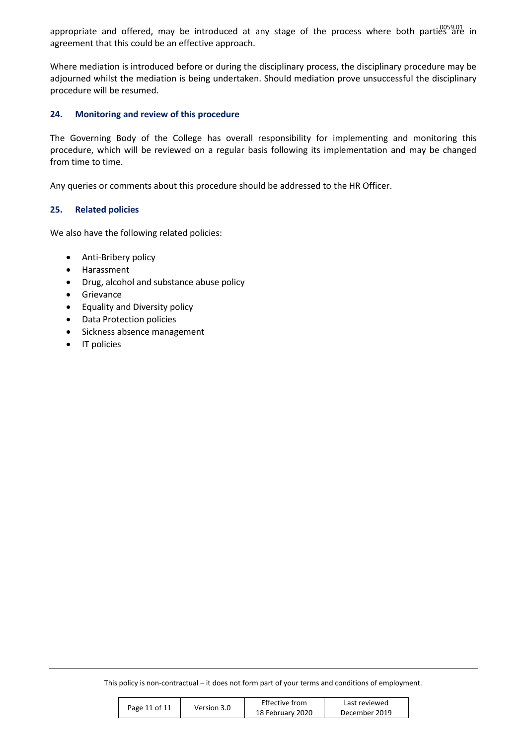appropriate and offered, may be introduced at any stage of the process where both parties are in agreement that this could be an effective approach.

Where mediation is introduced before or during the disciplinary process, the disciplinary procedure may be adjourned whilst the mediation is being undertaken. Should mediation prove unsuccessful the disciplinary procedure will be resumed.

### 24. Monitoring and review of this procedure

The Governing Body of the College has overall responsibility for implementing and monitoring this procedure, which will be reviewed on a regular basis following its implementation and may be changed from time to time.

Any queries or comments about this procedure should be addressed to the HR Officer.

### 25. Related policies

We also have the following related policies:

- Anti-Bribery policy
- Harassment
- Drug, alcohol and substance abuse policy
- Grievance
- Equality and Diversity policy
- Data Protection policies
- Sickness absence management
- IT policies